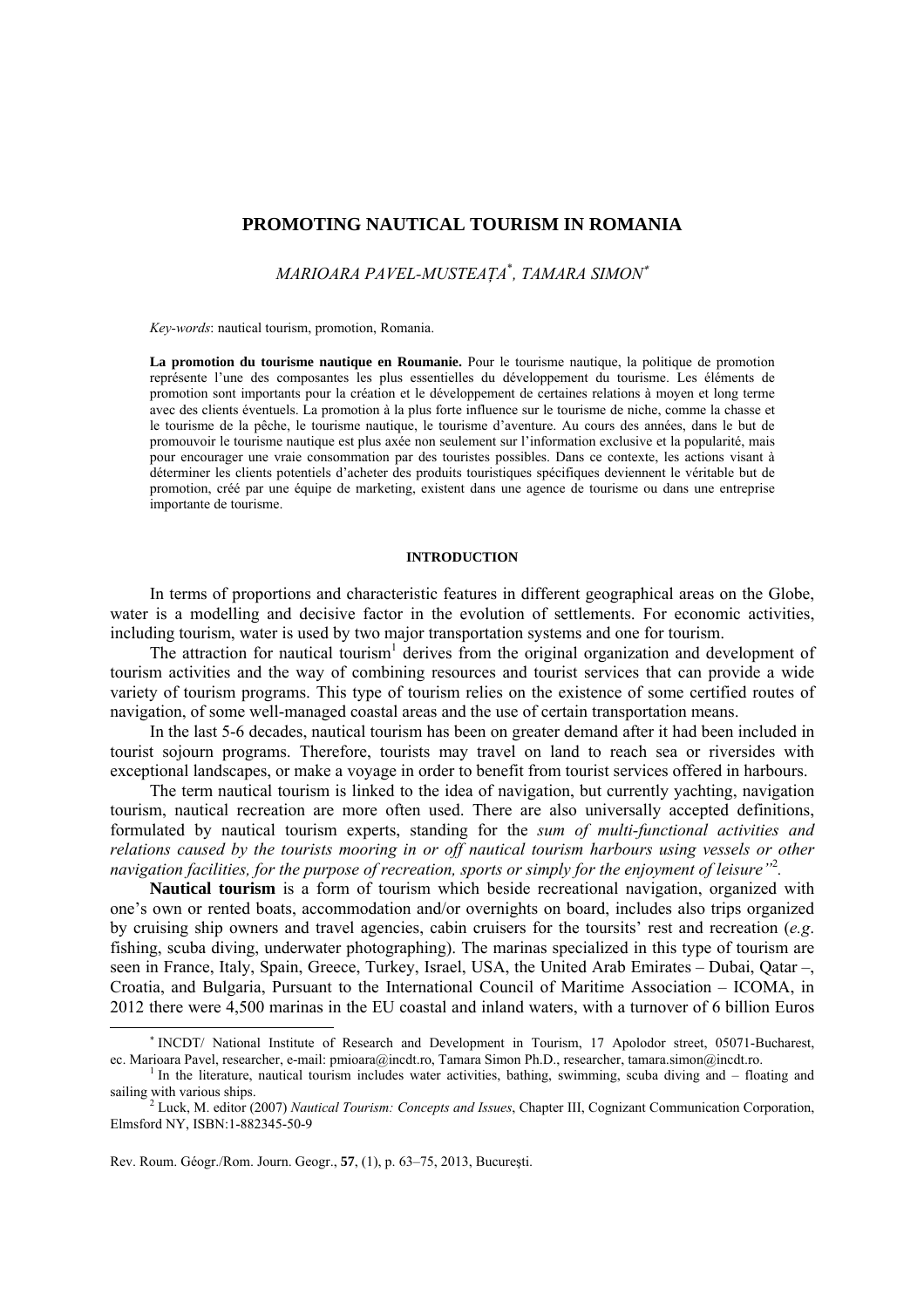# PROMOTING NAUTICAL TOURISM IN ROMANIA

*MARIOARA PAVEL-MUSTEAȚA*[*]*, TAMARA SIMON*[*]

*Key-words*: nautical tourism, promotion, Romania.

**La promotion du tourisme nautique en Roumanie.** Pour le tourisme nautique, la politique de promotion représente l'une des composantes les plus essentielles du développement du tourisme. Les éléments de promotion sont importants pour la création et le développement de certaines relations à moyen et long terme avec des clients éventuels. La promotion à la plus forte influence sur le tourisme de niche, comme la chasse et le tourisme de la pêche, le tourisme nautique, le tourisme d'aventure. Au cours des années, dans le but de promouvoir le tourisme nautique est plus axée non seulement sur l'information exclusive et la popularité, mais pour encourager une vraie consommation par des touristes possibles. Dans ce contexte, les actions visant à déterminer les clients potentiels d'acheter des produits touristiques spécifiques deviennent le véritable but de promotion, créé par une équipe de marketing, existent dans une agence de tourisme ou dans une entreprise importante de tourisme.

## INTRODUCTION

In terms of proportions and characteristic features in different geographical areas on the Globe, water is a modelling and decisive factor in the evolution of settlements. For economic activities, including tourism, water is used by two major transportation systems and one for tourism.

The attraction for nautical tourism[1] derives from the original organization and development of tourism activities and the way of combining resources and tourist services that can provide a wide variety of tourism programs. This type of tourism relies on the existence of some certified routes of navigation, of some well-managed coastal areas and the use of certain transportation means.

In the last 5-6 decades, nautical tourism has been on greater demand after it had been included in tourist sojourn programs. Therefore, tourists may travel on land to reach sea or riversides with exceptional landscapes, or make a voyage in order to benefit from tourist services offered in harbours.

The term nautical tourism is linked to the idea of navigation, but currently yachting, navigation tourism, nautical recreation are more often used. There are also universally accepted definitions, formulated by nautical tourism experts, standing for the *sum of multi-functional activities and relations caused by the tourists mooring in or off nautical tourism harbours using vessels or other navigation facilities, for the purpose of recreation, sports or simply for the enjoyment of leisure"*[2].

**Nautical tourism** is a form of tourism which beside recreational navigation, organized with one's own or rented boats, accommodation and/or overnights on board, includes also trips organized by cruising ship owners and travel agencies, cabin cruisers for the toursits' rest and recreation (*e.g.* fishing, scuba diving, underwater photographing). The marinas specialized in this type of tourism are seen in France, Italy, Spain, Greece, Turkey, Israel, USA, the United Arab Emirates – Dubai, Qatar –, Croatia, and Bulgaria, Pursuant to the International Council of Maritime Association – ICOMA, in 2012 there were 4,500 marinas in the EU coastal and inland waters, with a turnover of 6 billion Euros

---

[*] INCDT/ National Institute of Research and Development in Tourism, 17 Apolodor street, 05071-Bucharest, ec. Marioara Pavel, researcher, e-mail: pmioara@incdt.ro, Tamara Simon Ph.D., researcher, tamara.simon@incdt.ro.

[1] In the literature, nautical tourism includes water activities, bathing, swimming, scuba diving and – floating and sailing with various ships.

[2] Luck, M. editor (2007) *Nautical Tourism: Concepts and Issues*, Chapter III, Cognizant Communication Corporation, Elmsford NY, ISBN:1-882345-50-9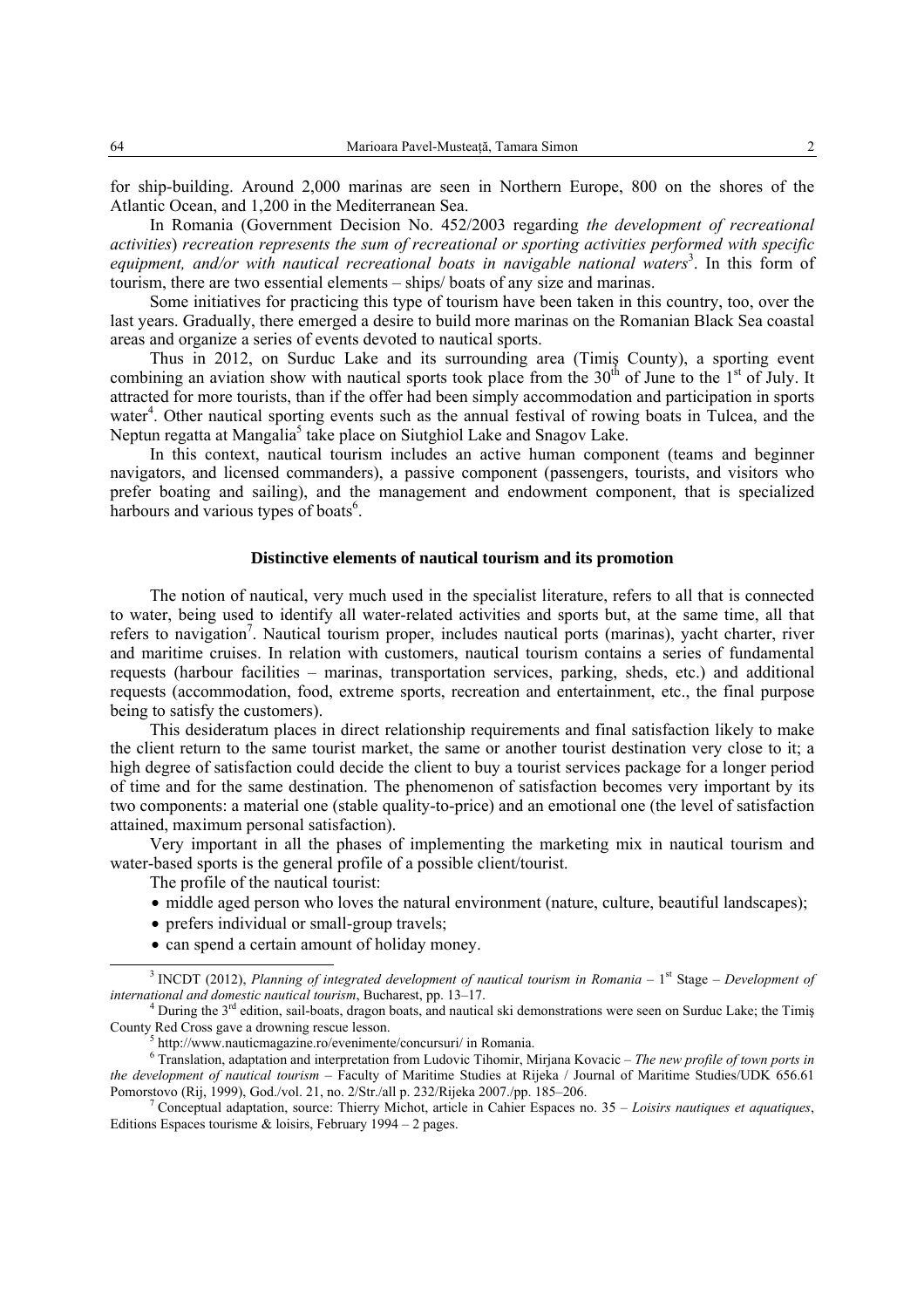for ship-building. Around 2,000 marinas are seen in Northern Europe, 800 on the shores of the Atlantic Ocean, and 1,200 in the Mediterranean Sea.

In Romania (Government Decision No. 452/2003 regarding *the development of recreational activities*) *recreation represents the sum of recreational or sporting activities performed with specific equipment, and/or with nautical recreational boats in navigable national waters*[3]. In this form of tourism, there are two essential elements – ships/ boats of any size and marinas.

Some initiatives for practicing this type of tourism have been taken in this country, too, over the last years. Gradually, there emerged a desire to build more marinas on the Romanian Black Sea coastal areas and organize a series of events devoted to nautical sports.

Thus in 2012, on Surduc Lake and its surrounding area (Timiş County), a sporting event combining an aviation show with nautical sports took place from the 30th of June to the 1st of July. It attracted for more tourists, than if the offer had been simply accommodation and participation in sports water[4]. Other nautical sporting events such as the annual festival of rowing boats in Tulcea, and the Neptun regatta at Mangalia[5] take place on Siutghiol Lake and Snagov Lake.

In this context, nautical tourism includes an active human component (teams and beginner navigators, and licensed commanders), a passive component (passengers, tourists, and visitors who prefer boating and sailing), and the management and endowment component, that is specialized harbours and various types of boats[6].

## Distinctive elements of nautical tourism and its promotion

The notion of nautical, very much used in the specialist literature, refers to all that is connected to water, being used to identify all water-related activities and sports but, at the same time, all that refers to navigation[7]. Nautical tourism proper, includes nautical ports (marinas), yacht charter, river and maritime cruises. In relation with customers, nautical tourism contains a series of fundamental requests (harbour facilities – marinas, transportation services, parking, sheds, etc.) and additional requests (accommodation, food, extreme sports, recreation and entertainment, etc., the final purpose being to satisfy the customers).

This desideratum places in direct relationship requirements and final satisfaction likely to make the client return to the same tourist market, the same or another tourist destination very close to it; a high degree of satisfaction could decide the client to buy a tourist services package for a longer period of time and for the same destination. The phenomenon of satisfaction becomes very important by its two components: a material one (stable quality-to-price) and an emotional one (the level of satisfaction attained, maximum personal satisfaction).

Very important in all the phases of implementing the marketing mix in nautical tourism and water-based sports is the general profile of a possible client/tourist.

The profile of the nautical tourist:

- middle aged person who loves the natural environment (nature, culture, beautiful landscapes);
- prefers individual or small-group travels;
- can spend a certain amount of holiday money.

---

[3] INCDT (2012), *Planning of integrated development of nautical tourism in Romania* – 1st Stage – *Development of international and domestic nautical tourism*, Bucharest, pp. 13–17.

[4] During the 3rd edition, sail-boats, dragon boats, and nautical ski demonstrations were seen on Surduc Lake; the Timiş County Red Cross gave a drowning rescue lesson.

[5] http://www.nauticmagazine.ro/evenimente/concursuri/ in Romania.

[6] Translation, adaptation and interpretation from Ludovic Tihomir, Mirjana Kovacic – *The new profile of town ports in the development of nautical tourism* – Faculty of Maritime Studies at Rijeka / Journal of Maritime Studies/UDK 656.61 Pomorstovo (Rij, 1999), God./vol. 21, no. 2/Str./all p. 232/Rijeka 2007./pp. 185–206.

[7] Conceptual adaptation, source: Thierry Michot, article in Cahier Espaces no. 35 – *Loisirs nautiques et aquatiques*, Editions Espaces tourisme & loisirs, February 1994 – 2 pages.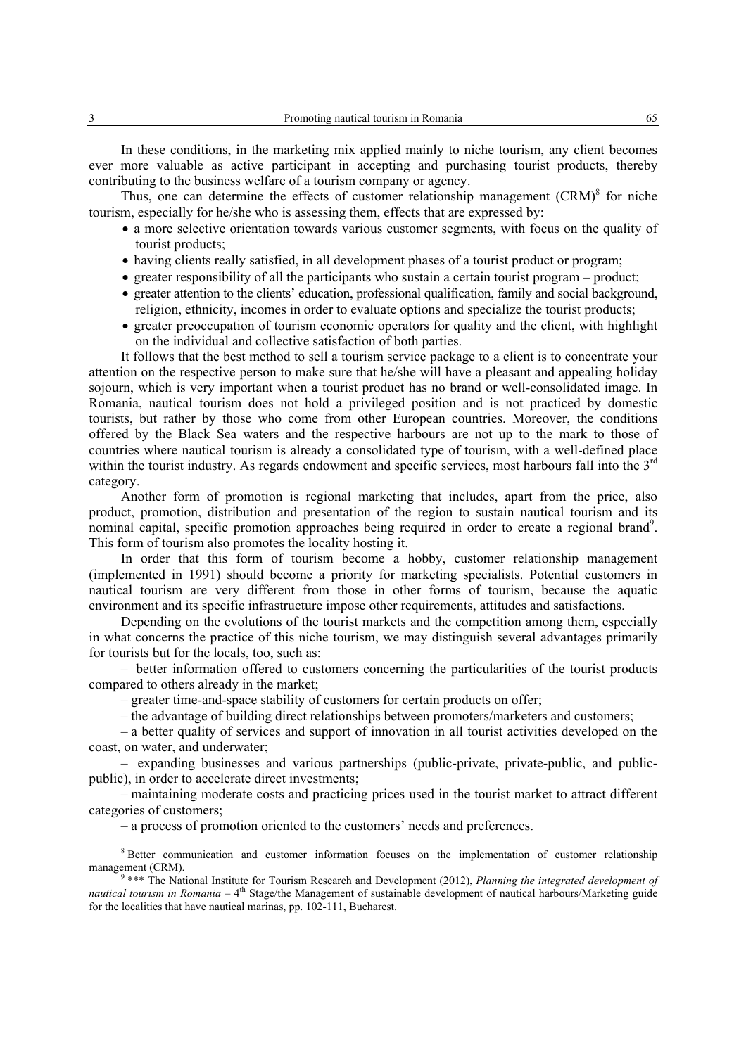In these conditions, in the marketing mix applied mainly to niche tourism, any client becomes ever more valuable as active participant in accepting and purchasing tourist products, thereby contributing to the business welfare of a tourism company or agency.

Thus, one can determine the effects of customer relationship management (CRM)[8] for niche tourism, especially for he/she who is assessing them, effects that are expressed by:

- a more selective orientation towards various customer segments, with focus on the quality of tourist products;
- having clients really satisfied, in all development phases of a tourist product or program;
- greater responsibility of all the participants who sustain a certain tourist program – product;
- greater attention to the clients' education, professional qualification, family and social background, religion, ethnicity, incomes in order to evaluate options and specialize the tourist products;
- greater preoccupation of tourism economic operators for quality and the client, with highlight on the individual and collective satisfaction of both parties.

It follows that the best method to sell a tourism service package to a client is to concentrate your attention on the respective person to make sure that he/she will have a pleasant and appealing holiday sojourn, which is very important when a tourist product has no brand or well-consolidated image. In Romania, nautical tourism does not hold a privileged position and is not practiced by domestic tourists, but rather by those who come from other European countries. Moreover, the conditions offered by the Black Sea waters and the respective harbours are not up to the mark to those of countries where nautical tourism is already a consolidated type of tourism, with a well-defined place within the tourist industry. As regards endowment and specific services, most harbours fall into the 3rd category.

Another form of promotion is regional marketing that includes, apart from the price, also product, promotion, distribution and presentation of the region to sustain nautical tourism and its nominal capital, specific promotion approaches being required in order to create a regional brand[9]. This form of tourism also promotes the locality hosting it.

In order that this form of tourism become a hobby, customer relationship management (implemented in 1991) should become a priority for marketing specialists. Potential customers in nautical tourism are very different from those in other forms of tourism, because the aquatic environment and its specific infrastructure impose other requirements, attitudes and satisfactions.

Depending on the evolutions of the tourist markets and the competition among them, especially in what concerns the practice of this niche tourism, we may distinguish several advantages primarily for tourists but for the locals, too, such as:

– better information offered to customers concerning the particularities of the tourist products compared to others already in the market;

– greater time-and-space stability of customers for certain products on offer;

– the advantage of building direct relationships between promoters/marketers and customers;

– a better quality of services and support of innovation in all tourist activities developed on the coast, on water, and underwater;

– expanding businesses and various partnerships (public-private, private-public, and public-public), in order to accelerate direct investments;

– maintaining moderate costs and practicing prices used in the tourist market to attract different categories of customers;

– a process of promotion oriented to the customers' needs and preferences.

---

[8] Better communication and customer information focuses on the implementation of customer relationship management (CRM).

[9] *** The National Institute for Tourism Research and Development (2012), *Planning the integrated development of nautical tourism in Romania* – 4th Stage/the Management of sustainable development of nautical harbours/Marketing guide for the localities that have nautical marinas, pp. 102-111, Bucharest.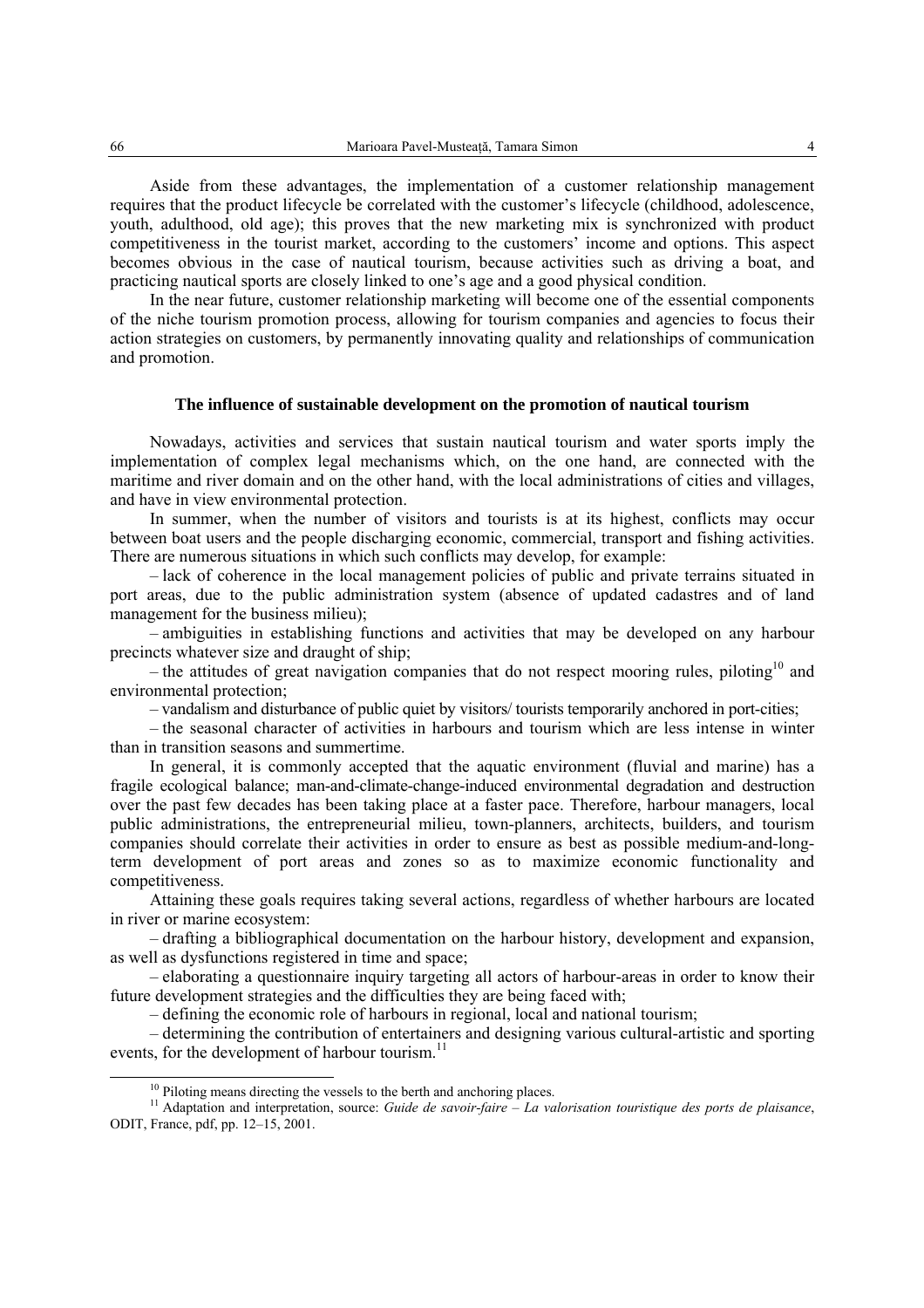Aside from these advantages, the implementation of a customer relationship management requires that the product lifecycle be correlated with the customer's lifecycle (childhood, adolescence, youth, adulthood, old age); this proves that the new marketing mix is synchronized with product competitiveness in the tourist market, according to the customers' income and options. This aspect becomes obvious in the case of nautical tourism, because activities such as driving a boat, and practicing nautical sports are closely linked to one's age and a good physical condition.

In the near future, customer relationship marketing will become one of the essential components of the niche tourism promotion process, allowing for tourism companies and agencies to focus their action strategies on customers, by permanently innovating quality and relationships of communication and promotion.

### The influence of sustainable development on the promotion of nautical tourism

Nowadays, activities and services that sustain nautical tourism and water sports imply the implementation of complex legal mechanisms which, on the one hand, are connected with the maritime and river domain and on the other hand, with the local administrations of cities and villages, and have in view environmental protection.

In summer, when the number of visitors and tourists is at its highest, conflicts may occur between boat users and the people discharging economic, commercial, transport and fishing activities. There are numerous situations in which such conflicts may develop, for example:

– lack of coherence in the local management policies of public and private terrains situated in port areas, due to the public administration system (absence of updated cadastres and of land management for the business milieu);

– ambiguities in establishing functions and activities that may be developed on any harbour precincts whatever size and draught of ship;

– the attitudes of great navigation companies that do not respect mooring rules, piloting[10] and environmental protection;

– vandalism and disturbance of public quiet by visitors/ tourists temporarily anchored in port-cities;

– the seasonal character of activities in harbours and tourism which are less intense in winter than in transition seasons and summertime.

In general, it is commonly accepted that the aquatic environment (fluvial and marine) has a fragile ecological balance; man-and-climate-change-induced environmental degradation and destruction over the past few decades has been taking place at a faster pace. Therefore, harbour managers, local public administrations, the entrepreneurial milieu, town-planners, architects, builders, and tourism companies should correlate their activities in order to ensure as best as possible medium-and-long-term development of port areas and zones so as to maximize economic functionality and competitiveness.

Attaining these goals requires taking several actions, regardless of whether harbours are located in river or marine ecosystem:

– drafting a bibliographical documentation on the harbour history, development and expansion, as well as dysfunctions registered in time and space;

– elaborating a questionnaire inquiry targeting all actors of harbour-areas in order to know their future development strategies and the difficulties they are being faced with;

– defining the economic role of harbours in regional, local and national tourism;

– determining the contribution of entertainers and designing various cultural-artistic and sporting events, for the development of harbour tourism.[11]

---

[10] Piloting means directing the vessels to the berth and anchoring places.

[11] Adaptation and interpretation, source: *Guide de savoir-faire – La valorisation touristique des ports de plaisance*, ODIT, France, pdf, pp. 12–15, 2001.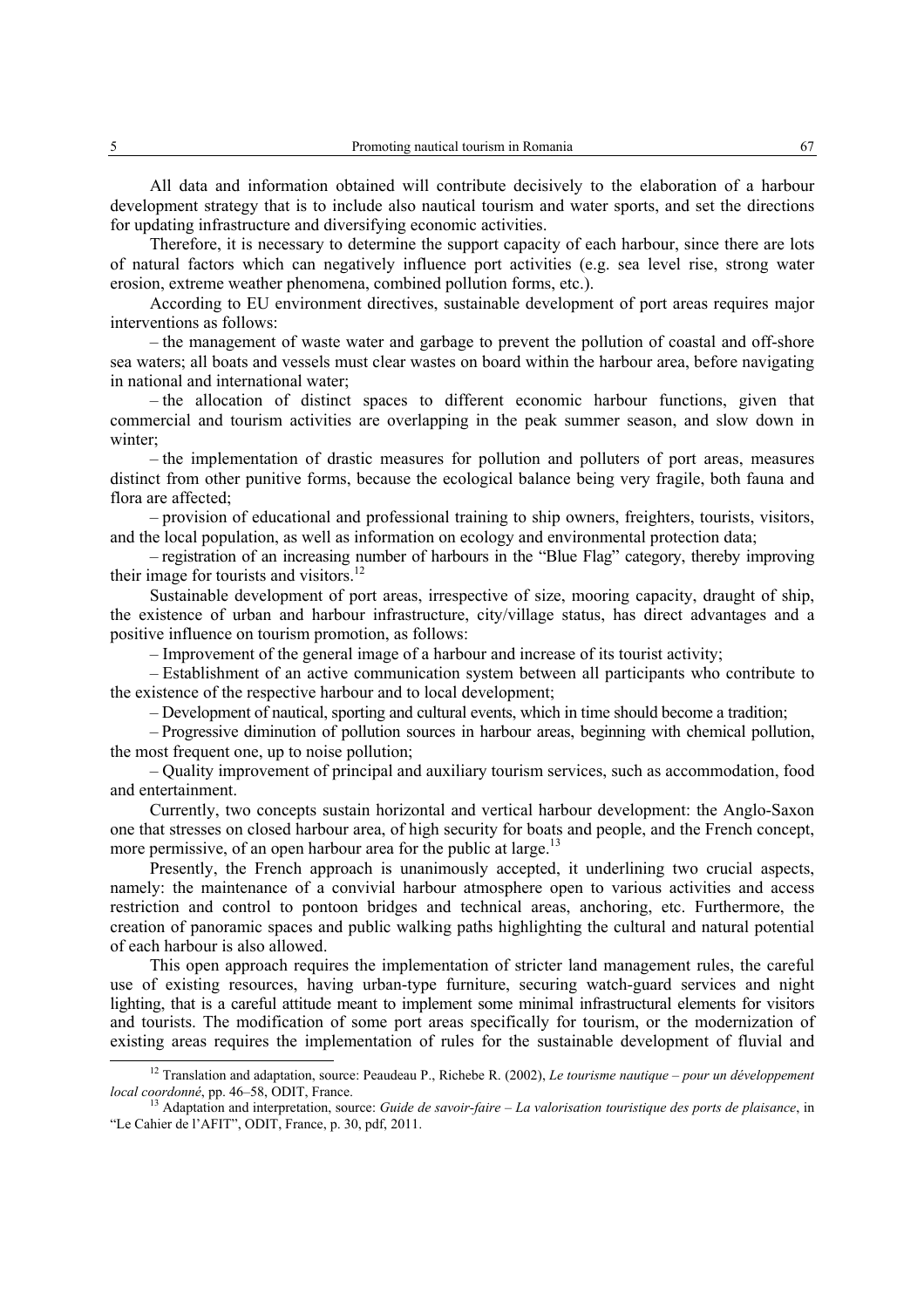All data and information obtained will contribute decisively to the elaboration of a harbour development strategy that is to include also nautical tourism and water sports, and set the directions for updating infrastructure and diversifying economic activities.

Therefore, it is necessary to determine the support capacity of each harbour, since there are lots of natural factors which can negatively influence port activities (e.g. sea level rise, strong water erosion, extreme weather phenomena, combined pollution forms, etc.).

According to EU environment directives, sustainable development of port areas requires major interventions as follows:

– the management of waste water and garbage to prevent the pollution of coastal and off-shore sea waters; all boats and vessels must clear wastes on board within the harbour area, before navigating in national and international water;

– the allocation of distinct spaces to different economic harbour functions, given that commercial and tourism activities are overlapping in the peak summer season, and slow down in winter;

– the implementation of drastic measures for pollution and polluters of port areas, measures distinct from other punitive forms, because the ecological balance being very fragile, both fauna and flora are affected;

– provision of educational and professional training to ship owners, freighters, tourists, visitors, and the local population, as well as information on ecology and environmental protection data;

– registration of an increasing number of harbours in the "Blue Flag" category, thereby improving their image for tourists and visitors.[12]

Sustainable development of port areas, irrespective of size, mooring capacity, draught of ship, the existence of urban and harbour infrastructure, city/village status, has direct advantages and a positive influence on tourism promotion, as follows:

– Improvement of the general image of a harbour and increase of its tourist activity;

– Establishment of an active communication system between all participants who contribute to the existence of the respective harbour and to local development;

– Development of nautical, sporting and cultural events, which in time should become a tradition;

– Progressive diminution of pollution sources in harbour areas, beginning with chemical pollution, the most frequent one, up to noise pollution;

– Quality improvement of principal and auxiliary tourism services, such as accommodation, food and entertainment.

Currently, two concepts sustain horizontal and vertical harbour development: the Anglo-Saxon one that stresses on closed harbour area, of high security for boats and people, and the French concept, more permissive, of an open harbour area for the public at large.[13]

Presently, the French approach is unanimously accepted, it underlining two crucial aspects, namely: the maintenance of a convivial harbour atmosphere open to various activities and access restriction and control to pontoon bridges and technical areas, anchoring, etc. Furthermore, the creation of panoramic spaces and public walking paths highlighting the cultural and natural potential of each harbour is also allowed.

This open approach requires the implementation of stricter land management rules, the careful use of existing resources, having urban-type furniture, securing watch-guard services and night lighting, that is a careful attitude meant to implement some minimal infrastructural elements for visitors and tourists. The modification of some port areas specifically for tourism, or the modernization of existing areas requires the implementation of rules for the sustainable development of fluvial and

---

[12] Translation and adaptation, source: Peudeau P., Richebe R. (2002), *Le tourisme nautique – pour un développement local coordonné*, pp. 46–58, ODIT, France.

[13] Adaptation and interpretation, source: *Guide de savoir-faire – La valorisation touristique des ports de plaisance*, in "Le Cahier de l'AFIT", ODIT, France, p. 30, pdf, 2011.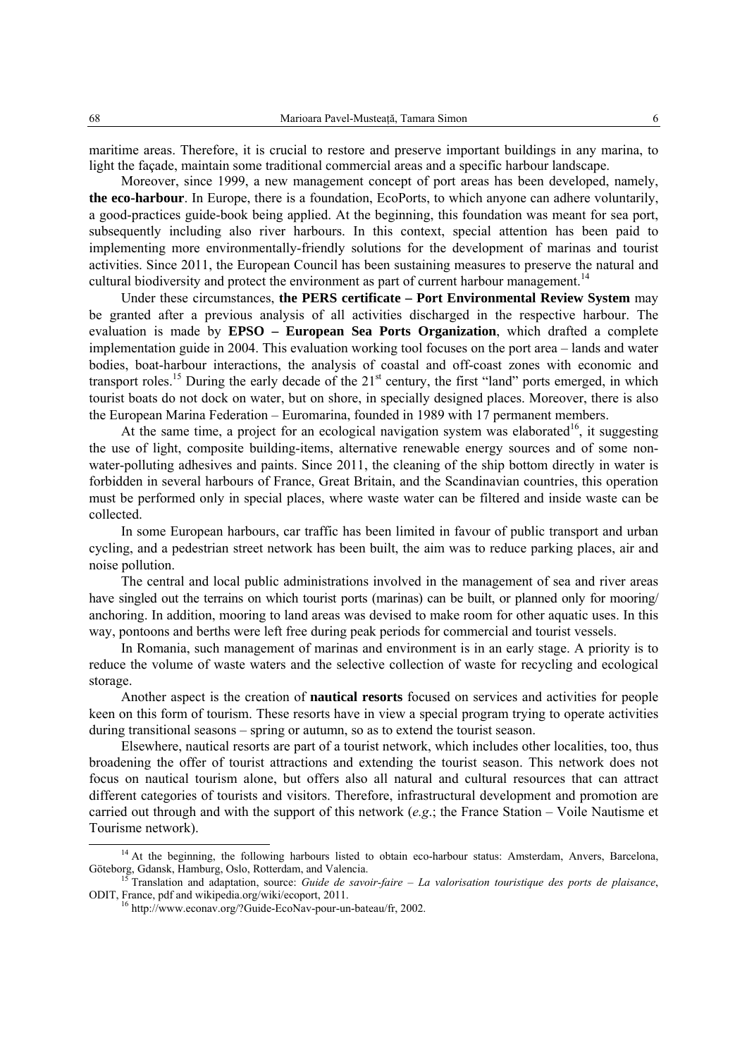maritime areas. Therefore, it is crucial to restore and preserve important buildings in any marina, to light the façade, maintain some traditional commercial areas and a specific harbour landscape.

Moreover, since 1999, a new management concept of port areas has been developed, namely, **the eco-harbour**. In Europe, there is a foundation, EcoPorts, to which anyone can adhere voluntarily, a good-practices guide-book being applied. At the beginning, this foundation was meant for sea port, subsequently including also river harbours. In this context, special attention has been paid to implementing more environmentally-friendly solutions for the development of marinas and tourist activities. Since 2011, the European Council has been sustaining measures to preserve the natural and cultural biodiversity and protect the environment as part of current harbour management.[14]

Under these circumstances, **the PERS certificate – Port Environmental Review System** may be granted after a previous analysis of all activities discharged in the respective harbour. The evaluation is made by **EPSO – European Sea Ports Organization**, which drafted a complete implementation guide in 2004. This evaluation working tool focuses on the port area – lands and water bodies, boat-harbour interactions, the analysis of coastal and off-coast zones with economic and transport roles.[15] During the early decade of the 21st century, the first "land" ports emerged, in which tourist boats do not dock on water, but on shore, in specially designed places. Moreover, there is also the European Marina Federation – Euromarina, founded in 1989 with 17 permanent members.

At the same time, a project for an ecological navigation system was elaborated[16], it suggesting the use of light, composite building-items, alternative renewable energy sources and of some non-water-polluting adhesives and paints. Since 2011, the cleaning of the ship bottom directly in water is forbidden in several harbours of France, Great Britain, and the Scandinavian countries, this operation must be performed only in special places, where waste water can be filtered and inside waste can be collected.

In some European harbours, car traffic has been limited in favour of public transport and urban cycling, and a pedestrian street network has been built, the aim was to reduce parking places, air and noise pollution.

The central and local public administrations involved in the management of sea and river areas have singled out the terrains on which tourist ports (marinas) can be built, or planned only for mooring/ anchoring. In addition, mooring to land areas was devised to make room for other aquatic uses. In this way, pontoons and berths were left free during peak periods for commercial and tourist vessels.

In Romania, such management of marinas and environment is in an early stage. A priority is to reduce the volume of waste waters and the selective collection of waste for recycling and ecological storage.

Another aspect is the creation of **nautical resorts** focused on services and activities for people keen on this form of tourism. These resorts have in view a special program trying to operate activities during transitional seasons – spring or autumn, so as to extend the tourist season.

Elsewhere, nautical resorts are part of a tourist network, which includes other localities, too, thus broadening the offer of tourist attractions and extending the tourist season. This network does not focus on nautical tourism alone, but offers also all natural and cultural resources that can attract different categories of tourists and visitors. Therefore, infrastructural development and promotion are carried out through and with the support of this network (*e.g*.; the France Station – Voile Nautisme et Tourisme network).

---

[14] At the beginning, the following harbours listed to obtain eco-harbour status: Amsterdam, Anvers, Barcelona, Göteborg, Gdansk, Hamburg, Oslo, Rotterdam, and Valencia.

[15] Translation and adaptation, source: *Guide de savoir-faire – La valorisation touristique des ports de plaisance*, ODIT, France, pdf and wikipedia.org/wiki/ecoport, 2011.

[16] http://www.econav.org/?Guide-EcoNav-pour-un-bateau/fr, 2002.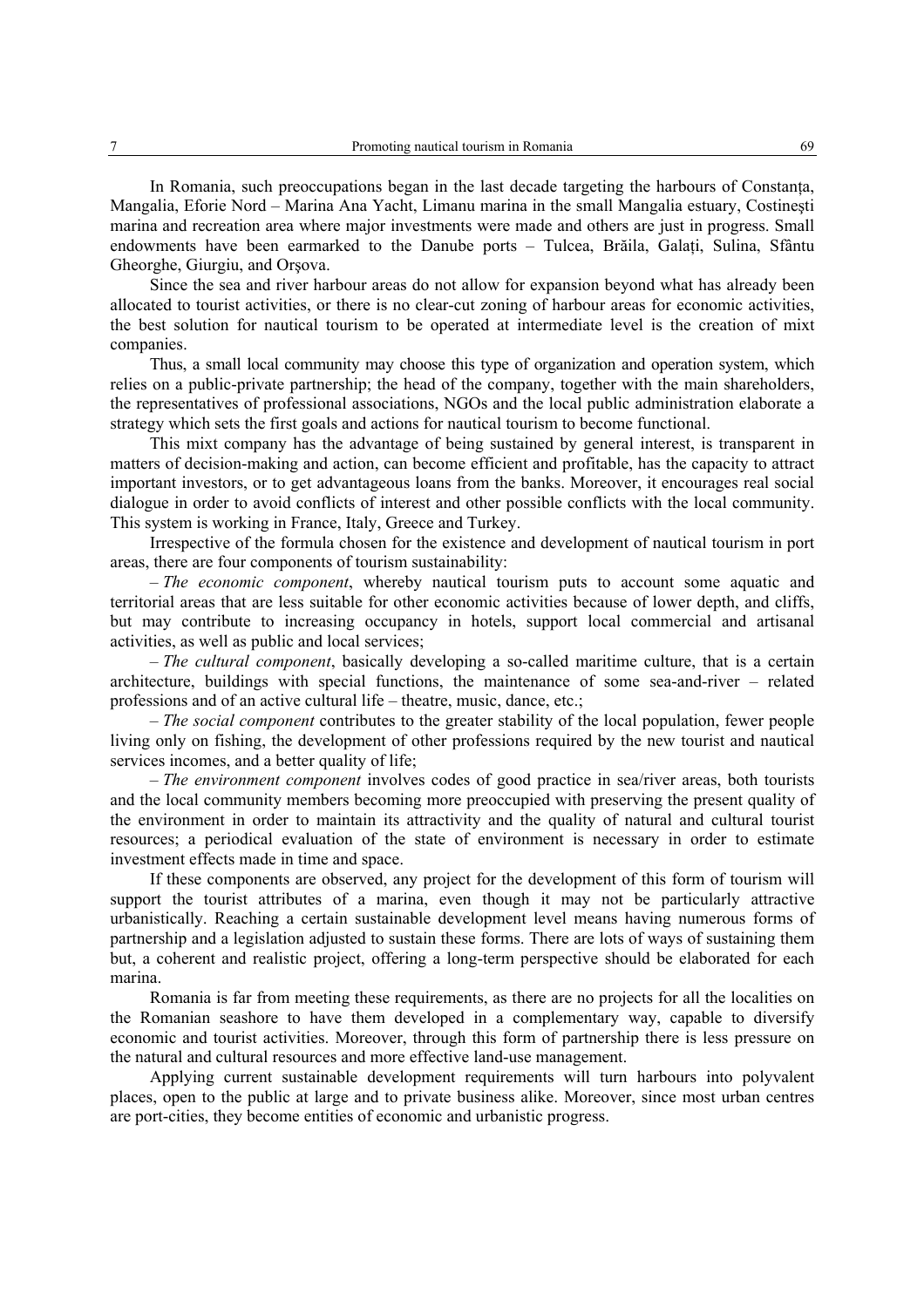In Romania, such preoccupations began in the last decade targeting the harbours of Constanța, Mangalia, Eforie Nord – Marina Ana Yacht, Limanu marina in the small Mangalia estuary, Costinești marina and recreation area where major investments were made and others are just in progress. Small endowments have been earmarked to the Danube ports – Tulcea, Brăila, Galați, Sulina, Sfântu Gheorghe, Giurgiu, and Orșova.

Since the sea and river harbour areas do not allow for expansion beyond what has already been allocated to tourist activities, or there is no clear-cut zoning of harbour areas for economic activities, the best solution for nautical tourism to be operated at intermediate level is the creation of mixt companies.

Thus, a small local community may choose this type of organization and operation system, which relies on a public-private partnership; the head of the company, together with the main shareholders, the representatives of professional associations, NGOs and the local public administration elaborate a strategy which sets the first goals and actions for nautical tourism to become functional.

This mixt company has the advantage of being sustained by general interest, is transparent in matters of decision-making and action, can become efficient and profitable, has the capacity to attract important investors, or to get advantageous loans from the banks. Moreover, it encourages real social dialogue in order to avoid conflicts of interest and other possible conflicts with the local community. This system is working in France, Italy, Greece and Turkey.

Irrespective of the formula chosen for the existence and development of nautical tourism in port areas, there are four components of tourism sustainability:

– *The economic component*, whereby nautical tourism puts to account some aquatic and territorial areas that are less suitable for other economic activities because of lower depth, and cliffs, but may contribute to increasing occupancy in hotels, support local commercial and artisanal activities, as well as public and local services;

– *The cultural component*, basically developing a so-called maritime culture, that is a certain architecture, buildings with special functions, the maintenance of some sea-and-river – related professions and of an active cultural life – theatre, music, dance, etc.;

– *The social component* contributes to the greater stability of the local population, fewer people living only on fishing, the development of other professions required by the new tourist and nautical services incomes, and a better quality of life;

– *The environment component* involves codes of good practice in sea/river areas, both tourists and the local community members becoming more preoccupied with preserving the present quality of the environment in order to maintain its attractivity and the quality of natural and cultural tourist resources; a periodical evaluation of the state of environment is necessary in order to estimate investment effects made in time and space.

If these components are observed, any project for the development of this form of tourism will support the tourist attributes of a marina, even though it may not be particularly attractive urbanistically. Reaching a certain sustainable development level means having numerous forms of partnership and a legislation adjusted to sustain these forms. There are lots of ways of sustaining them but, a coherent and realistic project, offering a long-term perspective should be elaborated for each marina.

Romania is far from meeting these requirements, as there are no projects for all the localities on the Romanian seashore to have them developed in a complementary way, capable to diversify economic and tourist activities. Moreover, through this form of partnership there is less pressure on the natural and cultural resources and more effective land-use management.

Applying current sustainable development requirements will turn harbours into polyvalent places, open to the public at large and to private business alike. Moreover, since most urban centres are port-cities, they become entities of economic and urbanistic progress.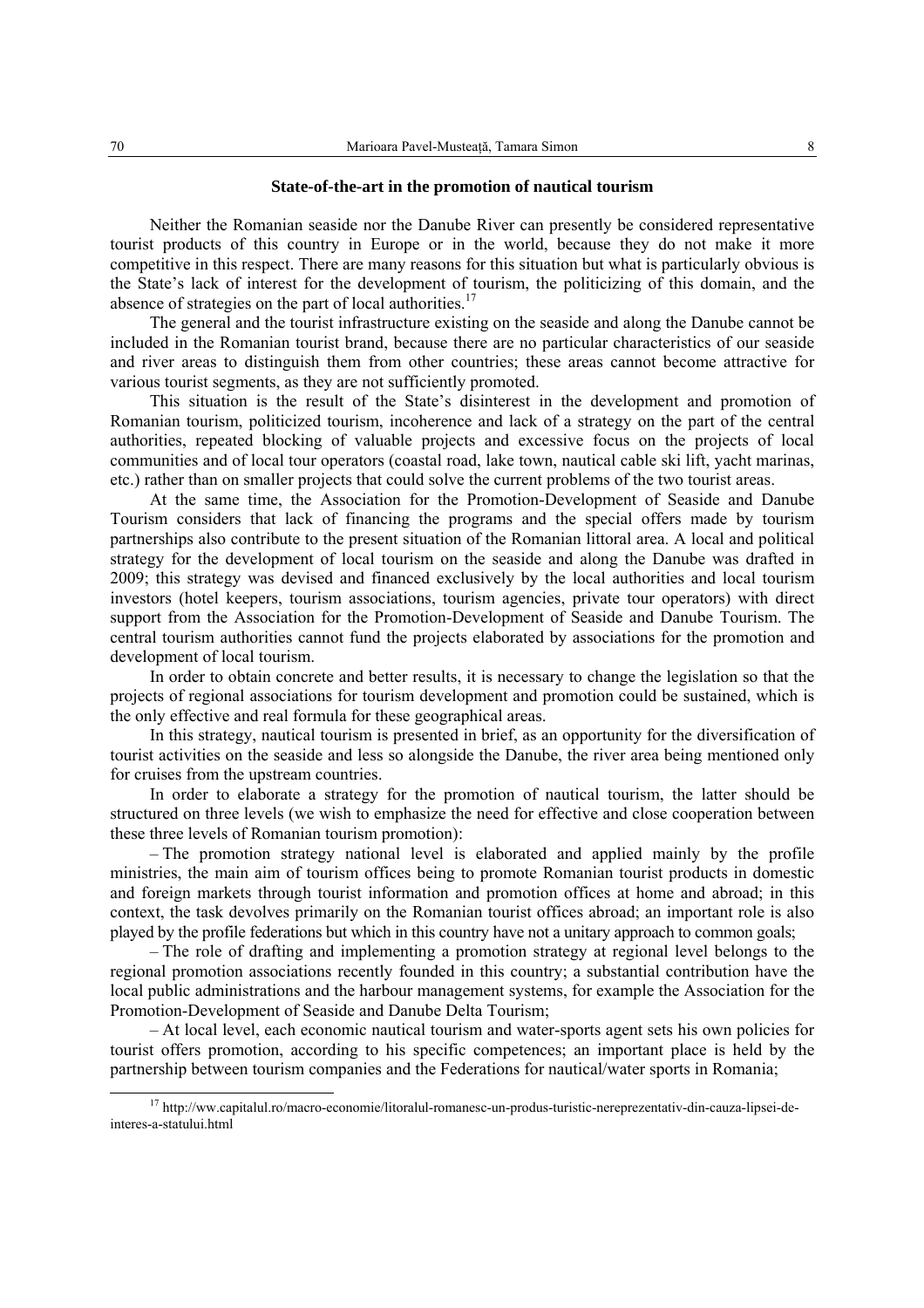### State-of-the-art in the promotion of nautical tourism

Neither the Romanian seaside nor the Danube River can presently be considered representative tourist products of this country in Europe or in the world, because they do not make it more competitive in this respect. There are many reasons for this situation but what is particularly obvious is the State's lack of interest for the development of tourism, the politicizing of this domain, and the absence of strategies on the part of local authorities.[17]

The general and the tourist infrastructure existing on the seaside and along the Danube cannot be included in the Romanian tourist brand, because there are no particular characteristics of our seaside and river areas to distinguish them from other countries; these areas cannot become attractive for various tourist segments, as they are not sufficiently promoted.

This situation is the result of the State's disinterest in the development and promotion of Romanian tourism, politicized tourism, incoherence and lack of a strategy on the part of the central authorities, repeated blocking of valuable projects and excessive focus on the projects of local communities and of local tour operators (coastal road, lake town, nautical cable ski lift, yacht marinas, etc.) rather than on smaller projects that could solve the current problems of the two tourist areas.

At the same time, the Association for the Promotion-Development of Seaside and Danube Tourism considers that lack of financing the programs and the special offers made by tourism partnerships also contribute to the present situation of the Romanian littoral area. A local and political strategy for the development of local tourism on the seaside and along the Danube was drafted in 2009; this strategy was devised and financed exclusively by the local authorities and local tourism investors (hotel keepers, tourism associations, tourism agencies, private tour operators) with direct support from the Association for the Promotion-Development of Seaside and Danube Tourism. The central tourism authorities cannot fund the projects elaborated by associations for the promotion and development of local tourism.

In order to obtain concrete and better results, it is necessary to change the legislation so that the projects of regional associations for tourism development and promotion could be sustained, which is the only effective and real formula for these geographical areas.

In this strategy, nautical tourism is presented in brief, as an opportunity for the diversification of tourist activities on the seaside and less so alongside the Danube, the river area being mentioned only for cruises from the upstream countries.

In order to elaborate a strategy for the promotion of nautical tourism, the latter should be structured on three levels (we wish to emphasize the need for effective and close cooperation between these three levels of Romanian tourism promotion):

– The promotion strategy national level is elaborated and applied mainly by the profile ministries, the main aim of tourism offices being to promote Romanian tourist products in domestic and foreign markets through tourist information and promotion offices at home and abroad; in this context, the task devolves primarily on the Romanian tourist offices abroad; an important role is also played by the profile federations but which in this country have not a unitary approach to common goals;

– The role of drafting and implementing a promotion strategy at regional level belongs to the regional promotion associations recently founded in this country; a substantial contribution have the local public administrations and the harbour management systems, for example the Association for the Promotion-Development of Seaside and Danube Delta Tourism;

– At local level, each economic nautical tourism and water-sports agent sets his own policies for tourist offers promotion, according to his specific competences; an important place is held by the partnership between tourism companies and the Federations for nautical/water sports in Romania;

---

[17] http://ww.capitalul.ro/macro-economie/litoralul-romanesc-un-produs-turistic-nereprezentativ-din-cauza-lipsei-de-interes-a-statului.html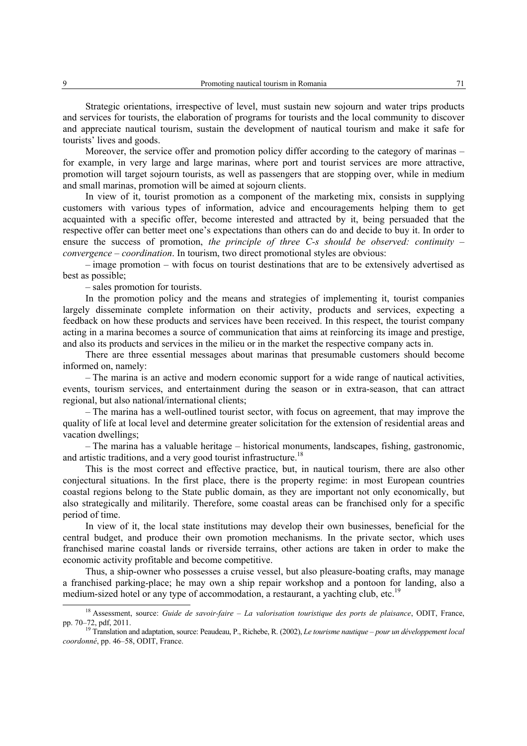Strategic orientations, irrespective of level, must sustain new sojourn and water trips products and services for tourists, the elaboration of programs for tourists and the local community to discover and appreciate nautical tourism, sustain the development of nautical tourism and make it safe for tourists' lives and goods.

Moreover, the service offer and promotion policy differ according to the category of marinas – for example, in very large and large marinas, where port and tourist services are more attractive, promotion will target sojourn tourists, as well as passengers that are stopping over, while in medium and small marinas, promotion will be aimed at sojourn clients.

In view of it, tourist promotion as a component of the marketing mix, consists in supplying customers with various types of information, advice and encouragements helping them to get acquainted with a specific offer, become interested and attracted by it, being persuaded that the respective offer can better meet one's expectations than others can do and decide to buy it. In order to ensure the success of promotion, *the principle of three C-s should be observed: continuity – convergence – coordination*. In tourism, two direct promotional styles are obvious:

– image promotion – with focus on tourist destinations that are to be extensively advertised as best as possible;

– sales promotion for tourists.

In the promotion policy and the means and strategies of implementing it, tourist companies largely disseminate complete information on their activity, products and services, expecting a feedback on how these products and services have been received. In this respect, the tourist company acting in a marina becomes a source of communication that aims at reinforcing its image and prestige, and also its products and services in the milieu or in the market the respective company acts in.

There are three essential messages about marinas that presumable customers should become informed on, namely:

– The marina is an active and modern economic support for a wide range of nautical activities, events, tourism services, and entertainment during the season or in extra-season, that can attract regional, but also national/international clients;

– The marina has a well-outlined tourist sector, with focus on agreement, that may improve the quality of life at local level and determine greater solicitation for the extension of residential areas and vacation dwellings;

– The marina has a valuable heritage – historical monuments, landscapes, fishing, gastronomic, and artistic traditions, and a very good tourist infrastructure.[18]

This is the most correct and effective practice, but, in nautical tourism, there are also other conjectural situations. In the first place, there is the property regime: in most European countries coastal regions belong to the State public domain, as they are important not only economically, but also strategically and militarily. Therefore, some coastal areas can be franchised only for a specific period of time.

In view of it, the local state institutions may develop their own businesses, beneficial for the central budget, and produce their own promotion mechanisms. In the private sector, which uses franchised marine coastal lands or riverside terrains, other actions are taken in order to make the economic activity profitable and become competitive.

Thus, a ship-owner who possesses a cruise vessel, but also pleasure-boating crafts, may manage a franchised parking-place; he may own a ship repair workshop and a pontoon for landing, also a medium-sized hotel or any type of accommodation, a restaurant, a yachting club, etc.[19]

---

[18] Assessment, source: *Guide de savoir-faire – La valorisation touristique des ports de plaisance*, ODIT, France, pp. 70–72, pdf, 2011.

[19] Translation and adaptation, source: Peaudeau, P., Richebe, R. (2002), *Le tourisme nautique – pour un développement local coordonné*, pp. 46–58, ODIT, France.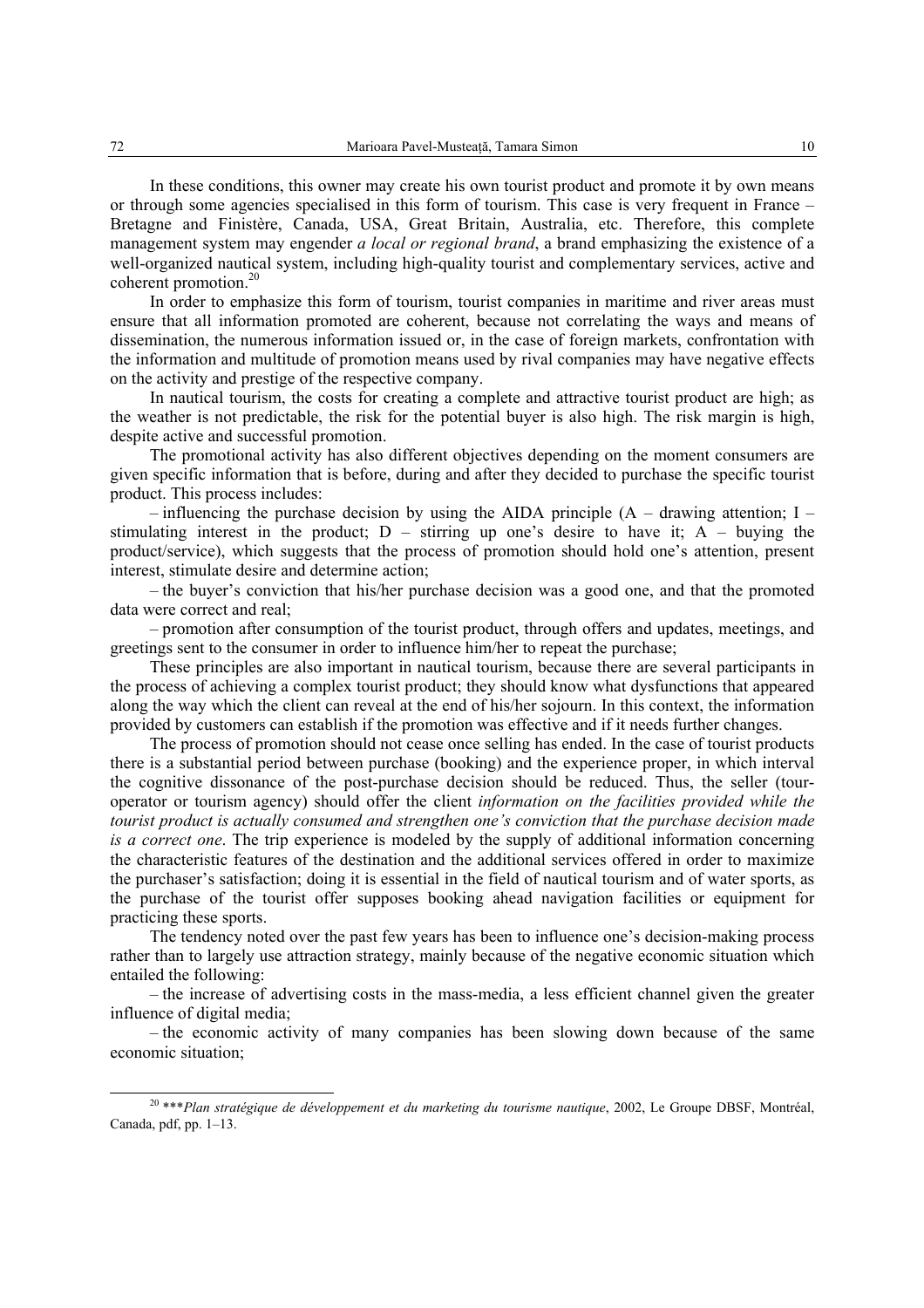In these conditions, this owner may create his own tourist product and promote it by own means or through some agencies specialised in this form of tourism. This case is very frequent in France – Bretagne and Finistère, Canada, USA, Great Britain, Australia, etc. Therefore, this complete management system may engender *a local or regional brand*, a brand emphasizing the existence of a well-organized nautical system, including high-quality tourist and complementary services, active and coherent promotion.[20]

In order to emphasize this form of tourism, tourist companies in maritime and river areas must ensure that all information promoted are coherent, because not correlating the ways and means of dissemination, the numerous information issued or, in the case of foreign markets, confrontation with the information and multitude of promotion means used by rival companies may have negative effects on the activity and prestige of the respective company.

In nautical tourism, the costs for creating a complete and attractive tourist product are high; as the weather is not predictable, the risk for the potential buyer is also high. The risk margin is high, despite active and successful promotion.

The promotional activity has also different objectives depending on the moment consumers are given specific information that is before, during and after they decided to purchase the specific tourist product. This process includes:

– influencing the purchase decision by using the AIDA principle (A – drawing attention; I – stimulating interest in the product; D – stirring up one's desire to have it; A – buying the product/service), which suggests that the process of promotion should hold one's attention, present interest, stimulate desire and determine action;

– the buyer's conviction that his/her purchase decision was a good one, and that the promoted data were correct and real;

– promotion after consumption of the tourist product, through offers and updates, meetings, and greetings sent to the consumer in order to influence him/her to repeat the purchase;

These principles are also important in nautical tourism, because there are several participants in the process of achieving a complex tourist product; they should know what dysfunctions that appeared along the way which the client can reveal at the end of his/her sojourn. In this context, the information provided by customers can establish if the promotion was effective and if it needs further changes.

The process of promotion should not cease once selling has ended. In the case of tourist products there is a substantial period between purchase (booking) and the experience proper, in which interval the cognitive dissonance of the post-purchase decision should be reduced. Thus, the seller (tour-operator or tourism agency) should offer the client *information on the facilities provided while the tourist product is actually consumed and strengthen one's conviction that the purchase decision made is a correct one*. The trip experience is modeled by the supply of additional information concerning the characteristic features of the destination and the additional services offered in order to maximize the purchaser's satisfaction; doing it is essential in the field of nautical tourism and of water sports, as the purchase of the tourist offer supposes booking ahead navigation facilities or equipment for practicing these sports.

The tendency noted over the past few years has been to influence one's decision-making process rather than to largely use attraction strategy, mainly because of the negative economic situation which entailed the following:

– the increase of advertising costs in the mass-media, a less efficient channel given the greater influence of digital media;

– the economic activity of many companies has been slowing down because of the same economic situation;

[20] \*\*\**Plan stratégique de développement et du marketing du tourisme nautique*, 2002, Le Groupe DBSF, Montréal, Canada, pdf, pp. 1–13.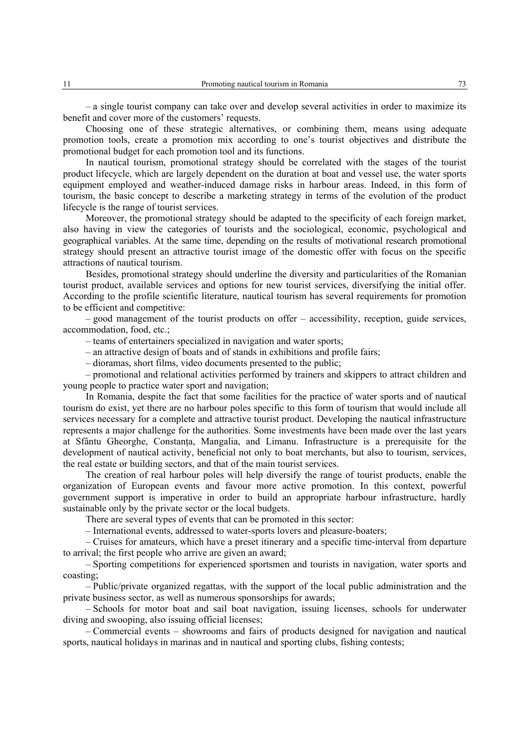– a single tourist company can take over and develop several activities in order to maximize its benefit and cover more of the customers' requests.

Choosing one of these strategic alternatives, or combining them, means using adequate promotion tools, create a promotion mix according to one's tourist objectives and distribute the promotional budget for each promotion tool and its functions.

In nautical tourism, promotional strategy should be correlated with the stages of the tourist product lifecycle, which are largely dependent on the duration at boat and vessel use, the water sports equipment employed and weather-induced damage risks in harbour areas. Indeed, in this form of tourism, the basic concept to describe a marketing strategy in terms of the evolution of the product lifecycle is the range of tourist services.

Moreover, the promotional strategy should be adapted to the specificity of each foreign market, also having in view the categories of tourists and the sociological, economic, psychological and geographical variables. At the same time, depending on the results of motivational research promotional strategy should present an attractive tourist image of the domestic offer with focus on the specific attractions of nautical tourism.

Besides, promotional strategy should underline the diversity and particularities of the Romanian tourist product, available services and options for new tourist services, diversifying the initial offer. According to the profile scientific literature, nautical tourism has several requirements for promotion to be efficient and competitive:

– good management of the tourist products on offer – accessibility, reception, guide services, accommodation, food, etc.;

– teams of entertainers specialized in navigation and water sports;

– an attractive design of boats and of stands in exhibitions and profile fairs;

– dioramas, short films, video documents presented to the public;

– promotional and relational activities performed by trainers and skippers to attract children and young people to practice water sport and navigation;

In Romania, despite the fact that some facilities for the practice of water sports and of nautical tourism do exist, yet there are no harbour poles specific to this form of tourism that would include all services necessary for a complete and attractive tourist product. Developing the nautical infrastructure represents a major challenge for the authorities. Some investments have been made over the last years at Sfântu Gheorghe, Constanța, Mangalia, and Limanu. Infrastructure is a prerequisite for the development of nautical activity, beneficial not only to boat merchants, but also to tourism, services, the real estate or building sectors, and that of the main tourist services.

The creation of real harbour poles will help diversify the range of tourist products, enable the organization of European events and favour more active promotion. In this context, powerful government support is imperative in order to build an appropriate harbour infrastructure, hardly sustainable only by the private sector or the local budgets.

There are several types of events that can be promoted in this sector:

– International events, addressed to water-sports lovers and pleasure-boaters;

– Cruises for amateurs, which have a preset itinerary and a specific time-interval from departure to arrival; the first people who arrive are given an award;

– Sporting competitions for experienced sportsmen and tourists in navigation, water sports and coasting;

– Public/private organized regattas, with the support of the local public administration and the private business sector, as well as numerous sponsorships for awards;

– Schools for motor boat and sail boat navigation, issuing licenses, schools for underwater diving and swooping, also issuing official licenses;

– Commercial events – showrooms and fairs of products designed for navigation and nautical sports, nautical holidays in marinas and in nautical and sporting clubs, fishing contests;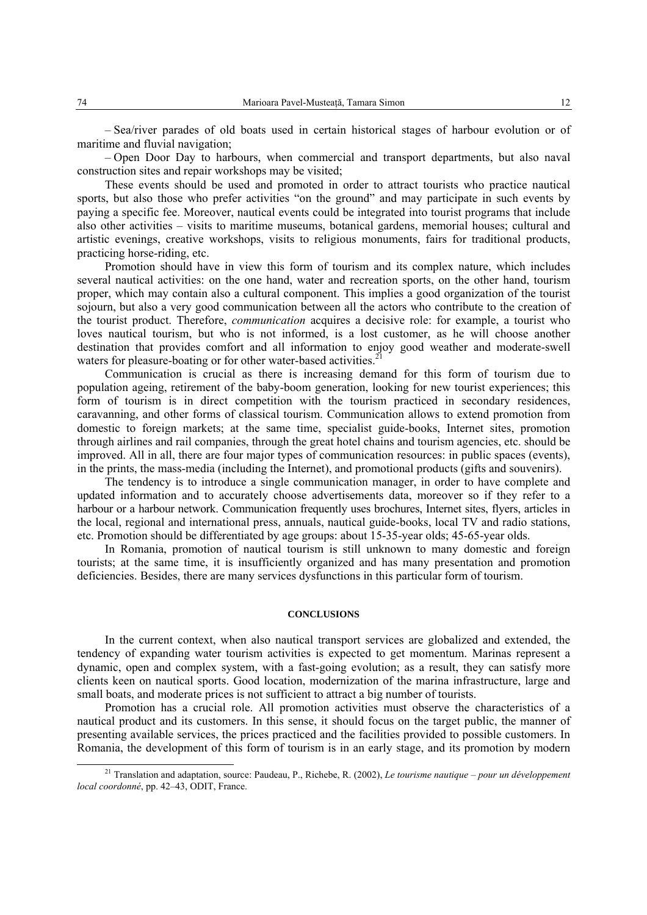– Sea/river parades of old boats used in certain historical stages of harbour evolution or of maritime and fluvial navigation;

– Open Door Day to harbours, when commercial and transport departments, but also naval construction sites and repair workshops may be visited;

These events should be used and promoted in order to attract tourists who practice nautical sports, but also those who prefer activities "on the ground" and may participate in such events by paying a specific fee. Moreover, nautical events could be integrated into tourist programs that include also other activities – visits to maritime museums, botanical gardens, memorial houses; cultural and artistic evenings, creative workshops, visits to religious monuments, fairs for traditional products, practicing horse-riding, etc.

Promotion should have in view this form of tourism and its complex nature, which includes several nautical activities: on the one hand, water and recreation sports, on the other hand, tourism proper, which may contain also a cultural component. This implies a good organization of the tourist sojourn, but also a very good communication between all the actors who contribute to the creation of the tourist product. Therefore, *communication* acquires a decisive role: for example, a tourist who loves nautical tourism, but who is not informed, is a lost customer, as he will choose another destination that provides comfort and all information to enjoy good weather and moderate-swell waters for pleasure-boating or for other water-based activities.[21]

Communication is crucial as there is increasing demand for this form of tourism due to population ageing, retirement of the baby-boom generation, looking for new tourist experiences; this form of tourism is in direct competition with the tourism practiced in secondary residences, caravanning, and other forms of classical tourism. Communication allows to extend promotion from domestic to foreign markets; at the same time, specialist guide-books, Internet sites, promotion through airlines and rail companies, through the great hotel chains and tourism agencies, etc. should be improved. All in all, there are four major types of communication resources: in public spaces (events), in the prints, the mass-media (including the Internet), and promotional products (gifts and souvenirs).

The tendency is to introduce a single communication manager, in order to have complete and updated information and to accurately choose advertisements data, moreover so if they refer to a harbour or a harbour network. Communication frequently uses brochures, Internet sites, flyers, articles in the local, regional and international press, annuals, nautical guide-books, local TV and radio stations, etc. Promotion should be differentiated by age groups: about 15-35-year olds; 45-65-year olds.

In Romania, promotion of nautical tourism is still unknown to many domestic and foreign tourists; at the same time, it is insufficiently organized and has many presentation and promotion deficiencies. Besides, there are many services dysfunctions in this particular form of tourism.

## CONCLUSIONS

In the current context, when also nautical transport services are globalized and extended, the tendency of expanding water tourism activities is expected to get momentum. Marinas represent a dynamic, open and complex system, with a fast-going evolution; as a result, they can satisfy more clients keen on nautical sports. Good location, modernization of the marina infrastructure, large and small boats, and moderate prices is not sufficient to attract a big number of tourists.

Promotion has a crucial role. All promotion activities must observe the characteristics of a nautical product and its customers. In this sense, it should focus on the target public, the manner of presenting available services, the prices practiced and the facilities provided to possible customers. In Romania, the development of this form of tourism is in an early stage, and its promotion by modern

[21] Translation and adaptation, source: Paudeau, P., Richebe, R. (2002), *Le tourisme nautique – pour un développement local coordonné*, pp. 42–43, ODIT, France.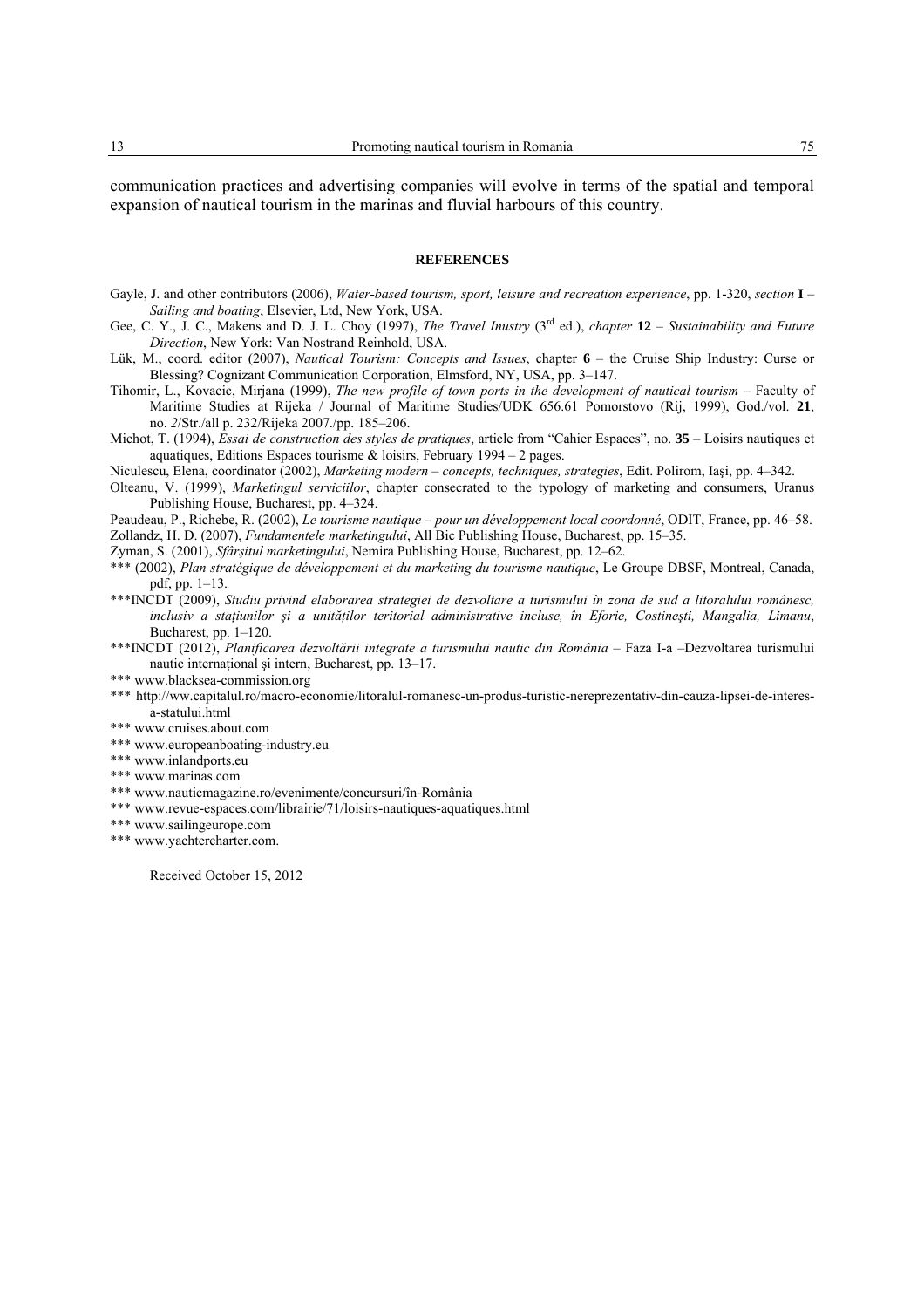communication practices and advertising companies will evolve in terms of the spatial and temporal expansion of nautical tourism in the marinas and fluvial harbours of this country.

## REFERENCES

Gayle, J. and other contributors (2006), *Water-based tourism, sport, leisure and recreation experience*, pp. 1-320, *section* **I** – *Sailing and boating*, Elsevier, Ltd, New York, USA.

Gee, C. Y., J. C., Makens and D. J. L. Choy (1997), *The Travel Inustry* (3rd ed.), *chapter* **12** – *Sustainability and Future Direction*, New York: Van Nostrand Reinhold, USA.

Lük, M., coord. editor (2007), *Nautical Tourism: Concepts and Issues*, chapter **6** – the Cruise Ship Industry: Curse or Blessing? Cognizant Communication Corporation, Elmsford, NY, USA, pp. 3–147.

Tihomir, L., Kovacic, Mirjana (1999), *The new profile of town ports in the development of nautical tourism* – Faculty of Maritime Studies at Rijeka / Journal of Maritime Studies/UDK 656.61 Pomorstovo (Rij, 1999), God./vol. **21**, no. 2/Str./all p. 232/Rijeka 2007./pp. 185–206.

Michot, T. (1994), *Essai de construction des styles de pratiques*, article from "Cahier Espaces", no. **35** – Loisirs nautiques et aquatiques, Editions Espaces tourisme & loisirs, February 1994 – 2 pages.

Niculescu, Elena, coordinator (2002), *Marketing modern – concepts, techniques, strategies*, Edit. Polirom, Iaşi, pp. 4–342.

Olteanu, V. (1999), *Marketingul serviciilor*, chapter consecrated to the typology of marketing and consumers, Uranus Publishing House, Bucharest, pp. 4–324.

Peaudeau, P., Richebe, R. (2002), *Le tourisme nautique – pour un développement local coordonné*, ODIT, France, pp. 46–58.

Zollandz, H. D. (2007), *Fundamentele marketingului*, All Bic Publishing House, Bucharest, pp. 15–35.

Zyman, S. (2001), *Sfârşitul marketingului*, Nemira Publishing House, Bucharest, pp. 12–62.

*** (2002), *Plan stratégique de développement et du marketing du tourisme nautique*, Le Groupe DBSF, Montreal, Canada, pdf, pp. 1–13.

***INCDT (2009), *Studiu privind elaborarea strategiei de dezvoltare a turismului în zona de sud a litoralului românesc, inclusiv a staţiunilor şi a unităţilor teritorial administrative incluse, în Eforie, Costineşti, Mangalia, Limanu*, Bucharest, pp. 1–120.

***INCDT (2012), *Planificarea dezvoltării integrate a turismului nautic din România* – Faza I-a –Dezvoltarea turismului nautic internaţional şi intern, Bucharest, pp. 13–17.

*** www.blacksea-commission.org

*** http://ww.capitalul.ro/macro-economie/litoralul-romanesc-un-produs-turistic-nereprezentativ-din-cauza-lipsei-de-interes-a-statului.html

*** www.cruises.about.com

*** www.europeanboating-industry.eu

*** www.inlandports.eu

*** www.marinas.com

*** www.nauticmagazine.ro/evenimente/concursuri/în-România

*** www.revue-espaces.com/librairie/71/loisirs-nautiques-aquatiques.html

*** www.sailingeurope.com

*** www.yachtercharter.com.

Received October 15, 2012